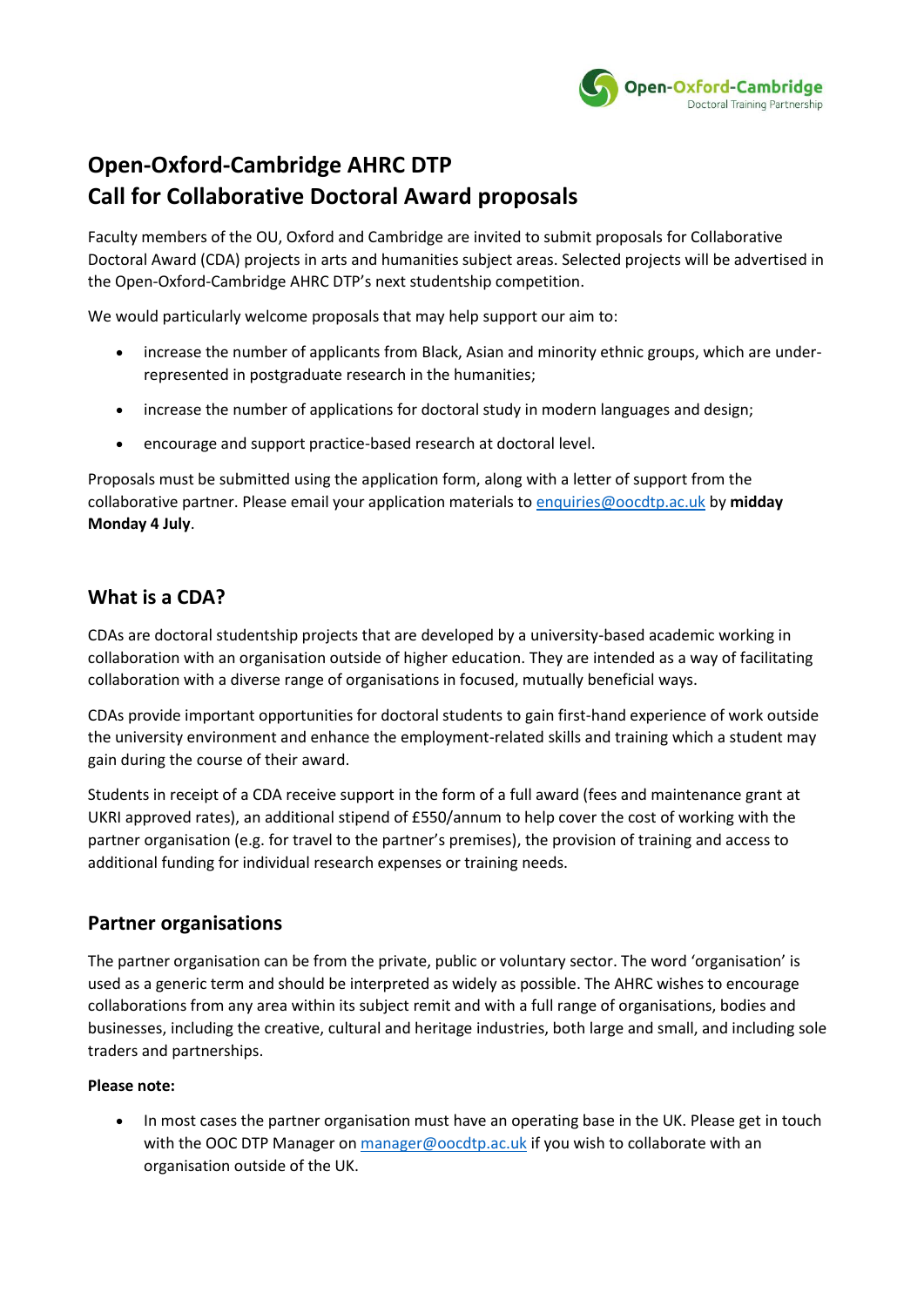# Open-Oxford-Cambridge AHRC DTP
# Call for Collaborative Doctoral Award proposals

Faculty members of the OU, Oxford and Cambridge are invited to submit proposals for Collaborative Doctoral Award (CDA) projects in arts and humanities subject areas. Selected projects will be advertised in the Open-Oxford-Cambridge AHRC DTP's next studentship competition.

We would particularly welcome proposals that may help support our aim to:

- increase the number of applicants from Black, Asian and minority ethnic groups, which are under-represented in postgraduate research in the humanities;
- increase the number of applications for doctoral study in modern languages and design;
- encourage and support practice-based research at doctoral level.

Proposals must be submitted using the application form, along with a letter of support from the collaborative partner. Please email your application materials to enquiries@oocdtp.ac.uk by **midday Monday 4 July**.

## What is a CDA?

CDAs are doctoral studentship projects that are developed by a university-based academic working in collaboration with an organisation outside of higher education. They are intended as a way of facilitating collaboration with a diverse range of organisations in focused, mutually beneficial ways.

CDAs provide important opportunities for doctoral students to gain first-hand experience of work outside the university environment and enhance the employment-related skills and training which a student may gain during the course of their award.

Students in receipt of a CDA receive support in the form of a full award (fees and maintenance grant at UKRI approved rates), an additional stipend of £550/annum to help cover the cost of working with the partner organisation (e.g. for travel to the partner's premises), the provision of training and access to additional funding for individual research expenses or training needs.

## Partner organisations

The partner organisation can be from the private, public or voluntary sector. The word 'organisation' is used as a generic term and should be interpreted as widely as possible. The AHRC wishes to encourage collaborations from any area within its subject remit and with a full range of organisations, bodies and businesses, including the creative, cultural and heritage industries, both large and small, and including sole traders and partnerships.

**Please note:**

- In most cases the partner organisation must have an operating base in the UK. Please get in touch with the OOC DTP Manager on manager@oocdtp.ac.uk if you wish to collaborate with an organisation outside of the UK.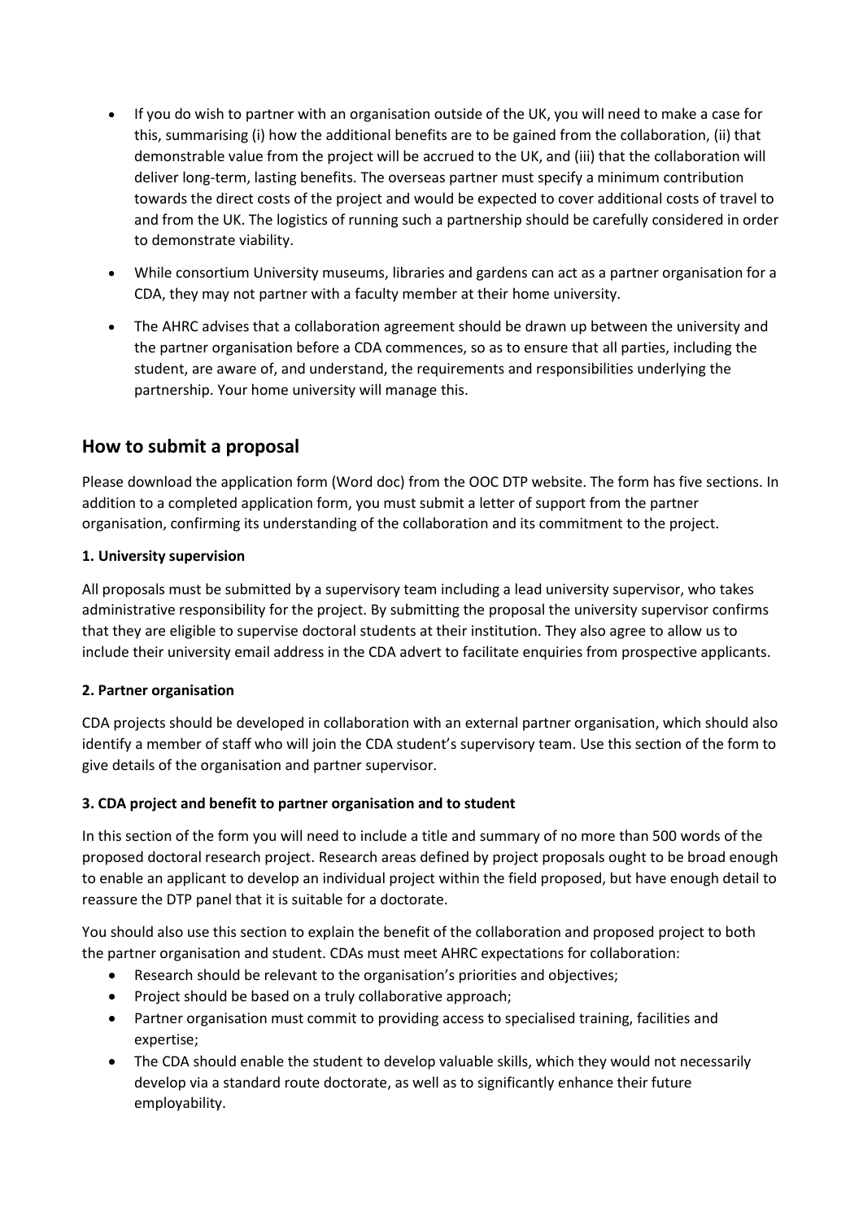- If you do wish to partner with an organisation outside of the UK, you will need to make a case for this, summarising (i) how the additional benefits are to be gained from the collaboration, (ii) that demonstrable value from the project will be accrued to the UK, and (iii) that the collaboration will deliver long-term, lasting benefits. The overseas partner must specify a minimum contribution towards the direct costs of the project and would be expected to cover additional costs of travel to and from the UK. The logistics of running such a partnership should be carefully considered in order to demonstrate viability.
- While consortium University museums, libraries and gardens can act as a partner organisation for a CDA, they may not partner with a faculty member at their home university.
- The AHRC advises that a collaboration agreement should be drawn up between the university and the partner organisation before a CDA commences, so as to ensure that all parties, including the student, are aware of, and understand, the requirements and responsibilities underlying the partnership. Your home university will manage this.

## How to submit a proposal

Please download the application form (Word doc) from the OOC DTP website. The form has five sections. In addition to a completed application form, you must submit a letter of support from the partner organisation, confirming its understanding of the collaboration and its commitment to the project.

**1. University supervision**

All proposals must be submitted by a supervisory team including a lead university supervisor, who takes administrative responsibility for the project. By submitting the proposal the university supervisor confirms that they are eligible to supervise doctoral students at their institution. They also agree to allow us to include their university email address in the CDA advert to facilitate enquiries from prospective applicants.

**2. Partner organisation**

CDA projects should be developed in collaboration with an external partner organisation, which should also identify a member of staff who will join the CDA student's supervisory team. Use this section of the form to give details of the organisation and partner supervisor.

**3. CDA project and benefit to partner organisation and to student**

In this section of the form you will need to include a title and summary of no more than 500 words of the proposed doctoral research project. Research areas defined by project proposals ought to be broad enough to enable an applicant to develop an individual project within the field proposed, but have enough detail to reassure the DTP panel that it is suitable for a doctorate.

You should also use this section to explain the benefit of the collaboration and proposed project to both the partner organisation and student. CDAs must meet AHRC expectations for collaboration:

- Research should be relevant to the organisation's priorities and objectives;
- Project should be based on a truly collaborative approach;
- Partner organisation must commit to providing access to specialised training, facilities and expertise;
- The CDA should enable the student to develop valuable skills, which they would not necessarily develop via a standard route doctorate, as well as to significantly enhance their future employability.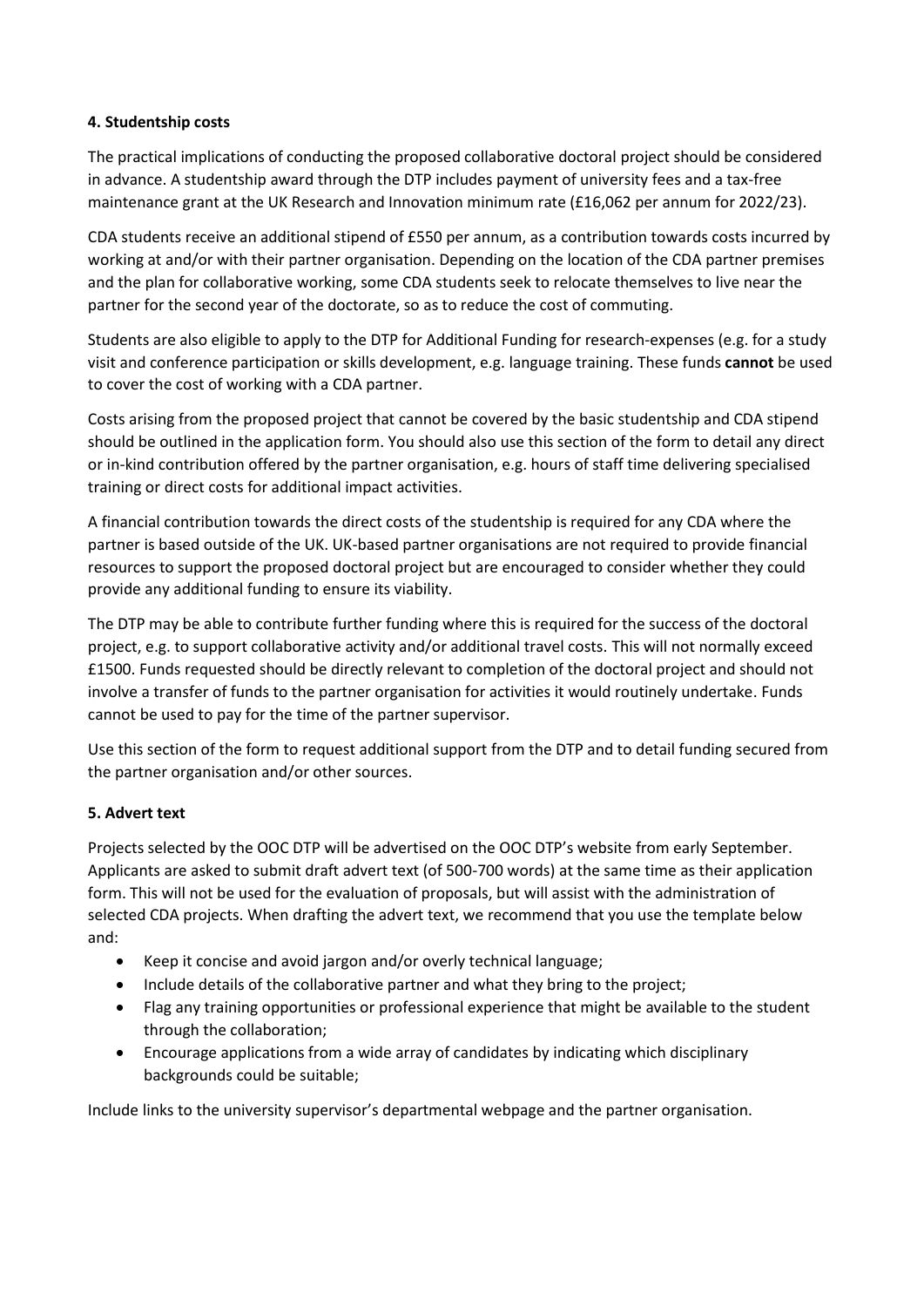#### **4. Studentship costs**

The practical implications of conducting the proposed collaborative doctoral project should be considered in advance. A studentship award through the DTP includes payment of university fees and a tax-free maintenance grant at the UK Research and Innovation minimum rate (£16,062 per annum for 2022/23).

CDA students receive an additional stipend of £550 per annum, as a contribution towards costs incurred by working at and/or with their partner organisation. Depending on the location of the CDA partner premises and the plan for collaborative working, some CDA students seek to relocate themselves to live near the partner for the second year of the doctorate, so as to reduce the cost of commuting.

Students are also eligible to apply to the DTP for Additional Funding for research-expenses (e.g. for a study visit and conference participation or skills development, e.g. language training. These funds **cannot** be used to cover the cost of working with a CDA partner.

Costs arising from the proposed project that cannot be covered by the basic studentship and CDA stipend should be outlined in the application form. You should also use this section of the form to detail any direct or in-kind contribution offered by the partner organisation, e.g. hours of staff time delivering specialised training or direct costs for additional impact activities.

A financial contribution towards the direct costs of the studentship is required for any CDA where the partner is based outside of the UK. UK-based partner organisations are not required to provide financial resources to support the proposed doctoral project but are encouraged to consider whether they could provide any additional funding to ensure its viability.

The DTP may be able to contribute further funding where this is required for the success of the doctoral project, e.g. to support collaborative activity and/or additional travel costs. This will not normally exceed £1500. Funds requested should be directly relevant to completion of the doctoral project and should not involve a transfer of funds to the partner organisation for activities it would routinely undertake. Funds cannot be used to pay for the time of the partner supervisor.

Use this section of the form to request additional support from the DTP and to detail funding secured from the partner organisation and/or other sources.

#### **5. Advert text**

Projects selected by the OOC DTP will be advertised on the OOC DTP's website from early September. Applicants are asked to submit draft advert text (of 500-700 words) at the same time as their application form. This will not be used for the evaluation of proposals, but will assist with the administration of selected CDA projects. When drafting the advert text, we recommend that you use the template below and:

- Keep it concise and avoid jargon and/or overly technical language;
- Include details of the collaborative partner and what they bring to the project;
- Flag any training opportunities or professional experience that might be available to the student through the collaboration;
- Encourage applications from a wide array of candidates by indicating which disciplinary backgrounds could be suitable;

Include links to the university supervisor's departmental webpage and the partner organisation.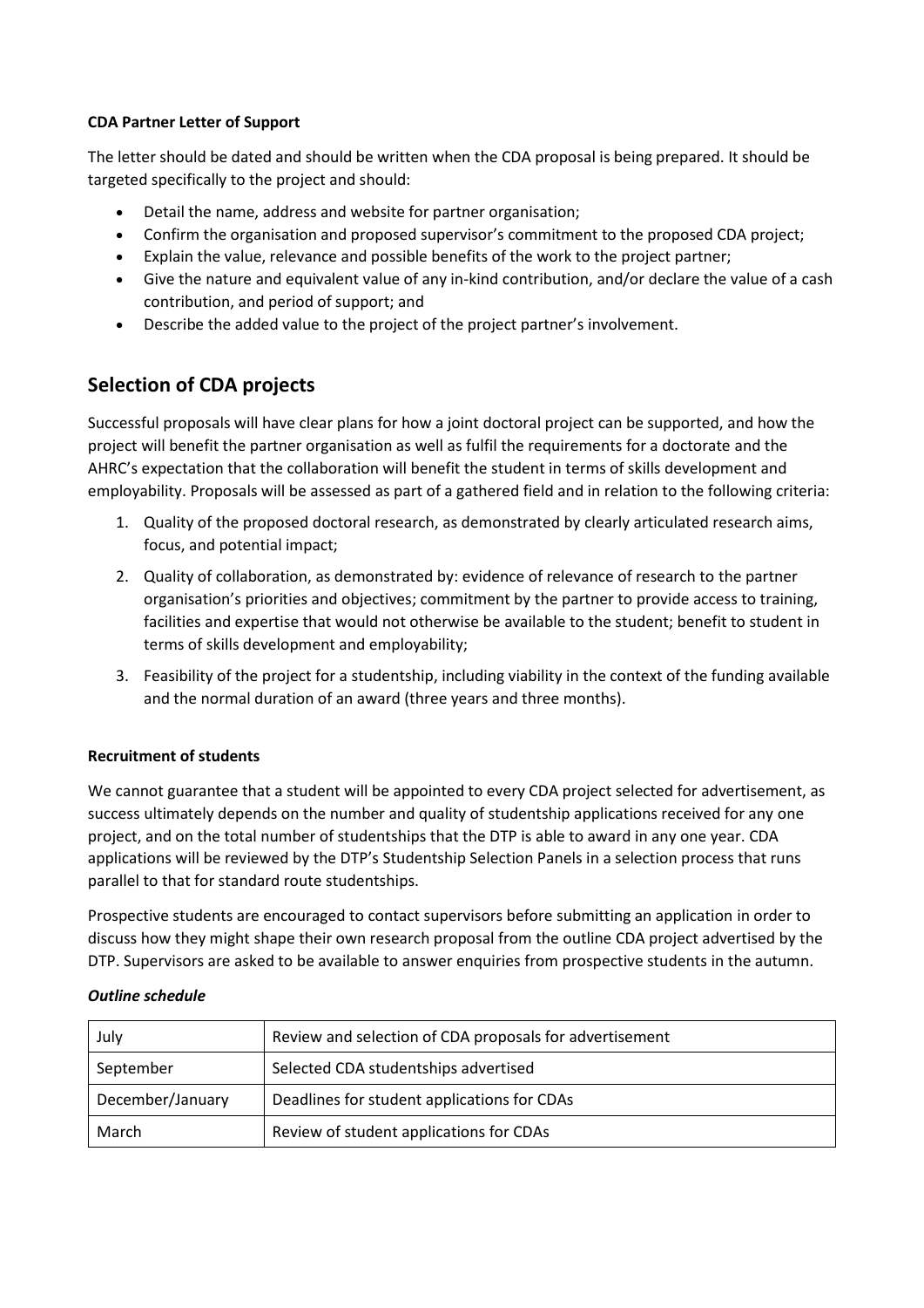**CDA Partner Letter of Support**

The letter should be dated and should be written when the CDA proposal is being prepared. It should be targeted specifically to the project and should:

- Detail the name, address and website for partner organisation;
- Confirm the organisation and proposed supervisor's commitment to the proposed CDA project;
- Explain the value, relevance and possible benefits of the work to the project partner;
- Give the nature and equivalent value of any in-kind contribution, and/or declare the value of a cash contribution, and period of support; and
- Describe the added value to the project of the project partner's involvement.

## Selection of CDA projects

Successful proposals will have clear plans for how a joint doctoral project can be supported, and how the project will benefit the partner organisation as well as fulfil the requirements for a doctorate and the AHRC's expectation that the collaboration will benefit the student in terms of skills development and employability. Proposals will be assessed as part of a gathered field and in relation to the following criteria:

1. Quality of the proposed doctoral research, as demonstrated by clearly articulated research aims, focus, and potential impact;
2. Quality of collaboration, as demonstrated by: evidence of relevance of research to the partner organisation's priorities and objectives; commitment by the partner to provide access to training, facilities and expertise that would not otherwise be available to the student; benefit to student in terms of skills development and employability;
3. Feasibility of the project for a studentship, including viability in the context of the funding available and the normal duration of an award (three years and three months).

**Recruitment of students**

We cannot guarantee that a student will be appointed to every CDA project selected for advertisement, as success ultimately depends on the number and quality of studentship applications received for any one project, and on the total number of studentships that the DTP is able to award in any one year. CDA applications will be reviewed by the DTP's Studentship Selection Panels in a selection process that runs parallel to that for standard route studentships.

Prospective students are encouraged to contact supervisors before submitting an application in order to discuss how they might shape their own research proposal from the outline CDA project advertised by the DTP. Supervisors are asked to be available to answer enquiries from prospective students in the autumn.

***Outline schedule***

| | |
|---|---|
| July | Review and selection of CDA proposals for advertisement |
| September | Selected CDA studentships advertised |
| December/January | Deadlines for student applications for CDAs |
| March | Review of student applications for CDAs |